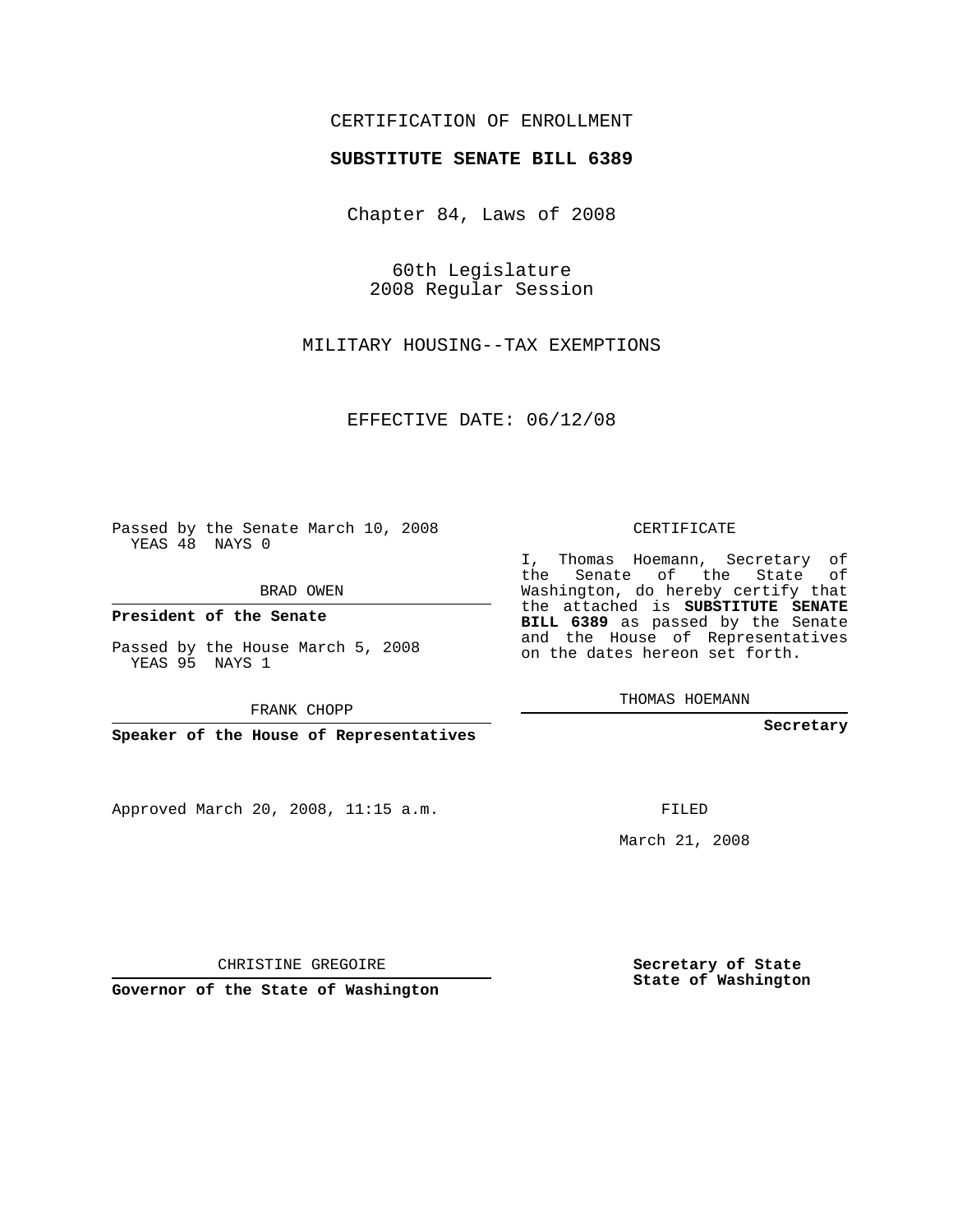CERTIFICATION OF ENROLLMENT

**SUBSTITUTE SENATE BILL 6389**

Chapter 84, Laws of 2008

60th Legislature
2008 Regular Session

MILITARY HOUSING--TAX EXEMPTIONS

EFFECTIVE DATE: 06/12/08

Passed by the Senate March 10, 2008
YEAS 48 NAYS 0

BRAD OWEN

**President of the Senate**

Passed by the House March 5, 2008
YEAS 95 NAYS 1

FRANK CHOPP

**Speaker of the House of Representatives**

Approved March 20, 2008, 11:15 a.m.

CHRISTINE GREGOIRE

**Governor of the State of Washington**

CERTIFICATE

I, Thomas Hoemann, Secretary of the Senate of the State of Washington, do hereby certify that the attached is **SUBSTITUTE SENATE BILL 6389** as passed by the Senate and the House of Representatives on the dates hereon set forth.

THOMAS HOEMANN

**Secretary**

FILED

March 21, 2008

**Secretary of State**
**State of Washington**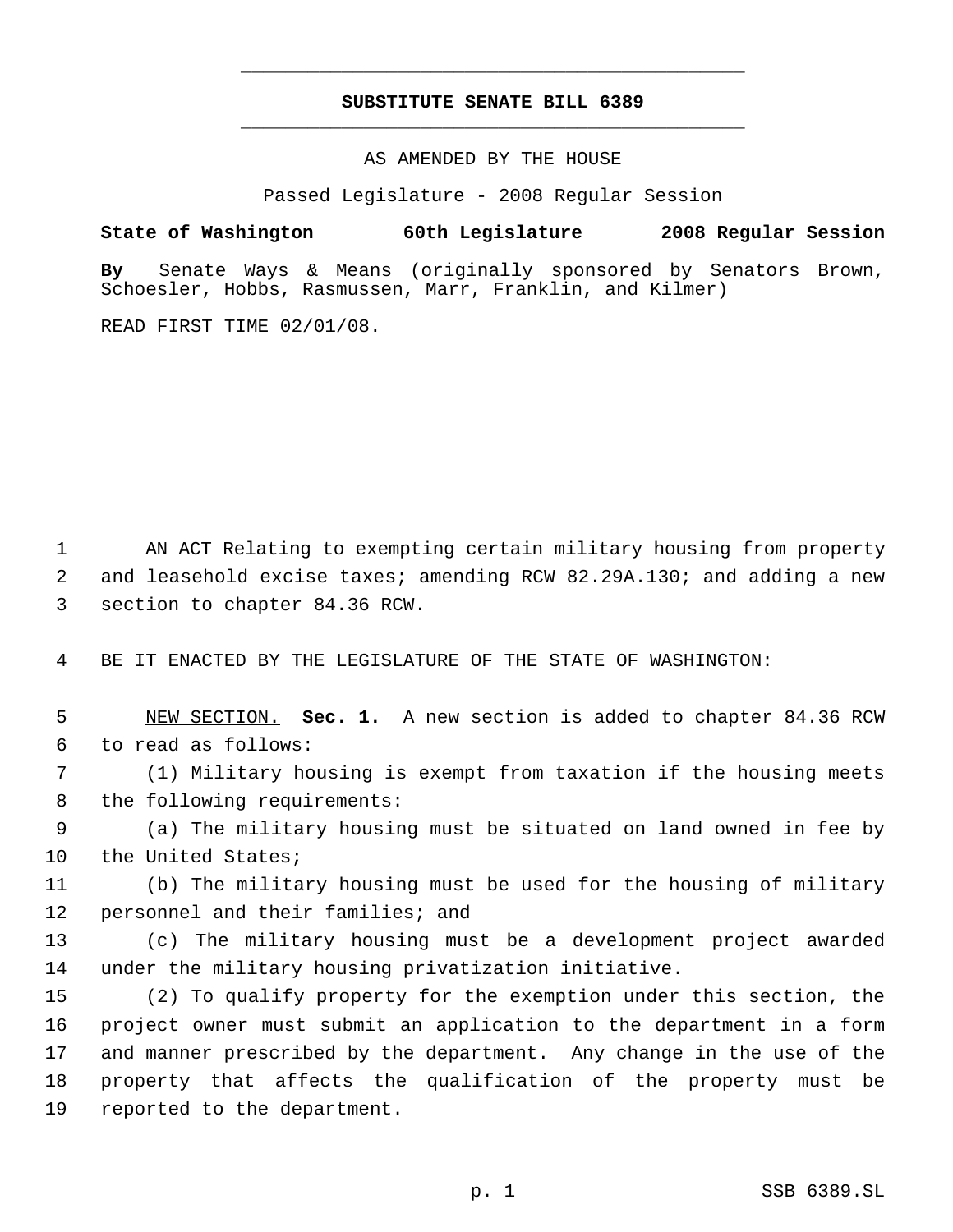# SUBSTITUTE SENATE BILL 6389

AS AMENDED BY THE HOUSE

Passed Legislature - 2008 Regular Session

**State of Washington 60th Legislature 2008 Regular Session**

**By** Senate Ways & Means (originally sponsored by Senators Brown, Schoesler, Hobbs, Rasmussen, Marr, Franklin, and Kilmer)

READ FIRST TIME 02/01/08.

1 AN ACT Relating to exempting certain military housing from property
2 and leasehold excise taxes; amending RCW 82.29A.130; and adding a new
3 section to chapter 84.36 RCW.

4 BE IT ENACTED BY THE LEGISLATURE OF THE STATE OF WASHINGTON:

5 NEW SECTION. **Sec. 1.** A new section is added to chapter 84.36 RCW
6 to read as follows:
7 (1) Military housing is exempt from taxation if the housing meets
8 the following requirements:
9 (a) The military housing must be situated on land owned in fee by
10 the United States;
11 (b) The military housing must be used for the housing of military
12 personnel and their families; and
13 (c) The military housing must be a development project awarded
14 under the military housing privatization initiative.
15 (2) To qualify property for the exemption under this section, the
16 project owner must submit an application to the department in a form
17 and manner prescribed by the department. Any change in the use of the
18 property that affects the qualification of the property must be
19 reported to the department.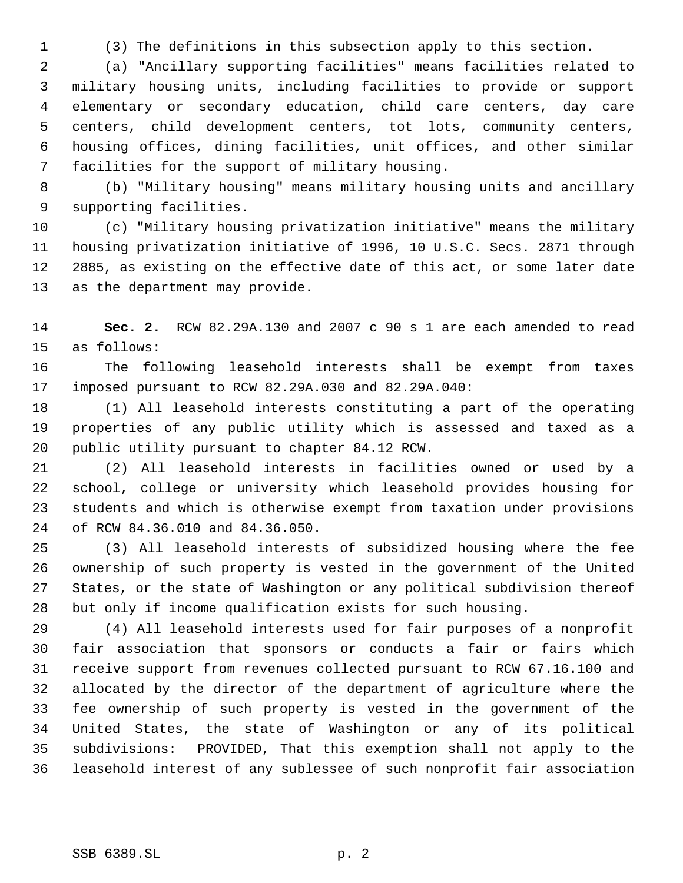(3) The definitions in this subsection apply to this section.

(a) "Ancillary supporting facilities" means facilities related to military housing units, including facilities to provide or support elementary or secondary education, child care centers, day care centers, child development centers, tot lots, community centers, housing offices, dining facilities, unit offices, and other similar facilities for the support of military housing.

(b) "Military housing" means military housing units and ancillary supporting facilities.

(c) "Military housing privatization initiative" means the military housing privatization initiative of 1996, 10 U.S.C. Secs. 2871 through 2885, as existing on the effective date of this act, or some later date as the department may provide.

**Sec. 2.** RCW 82.29A.130 and 2007 c 90 s 1 are each amended to read as follows:

The following leasehold interests shall be exempt from taxes imposed pursuant to RCW 82.29A.030 and 82.29A.040:

(1) All leasehold interests constituting a part of the operating properties of any public utility which is assessed and taxed as a public utility pursuant to chapter 84.12 RCW.

(2) All leasehold interests in facilities owned or used by a school, college or university which leasehold provides housing for students and which is otherwise exempt from taxation under provisions of RCW 84.36.010 and 84.36.050.

(3) All leasehold interests of subsidized housing where the fee ownership of such property is vested in the government of the United States, or the state of Washington or any political subdivision thereof but only if income qualification exists for such housing.

(4) All leasehold interests used for fair purposes of a nonprofit fair association that sponsors or conducts a fair or fairs which receive support from revenues collected pursuant to RCW 67.16.100 and allocated by the director of the department of agriculture where the fee ownership of such property is vested in the government of the United States, the state of Washington or any of its political subdivisions: PROVIDED, That this exemption shall not apply to the leasehold interest of any sublessee of such nonprofit fair association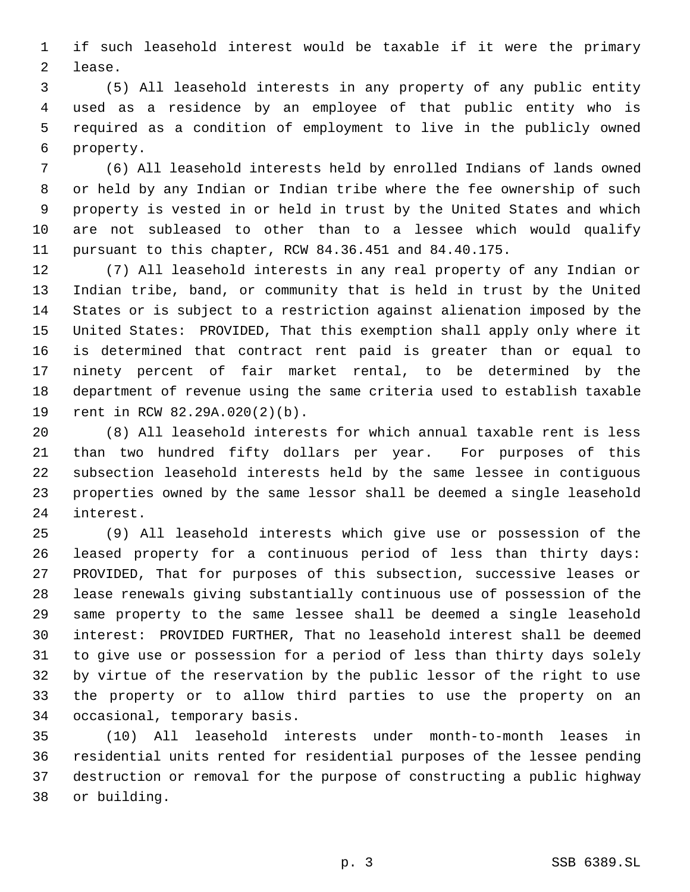if such leasehold interest would be taxable if it were the primary lease.

(5) All leasehold interests in any property of any public entity used as a residence by an employee of that public entity who is required as a condition of employment to live in the publicly owned property.

(6) All leasehold interests held by enrolled Indians of lands owned or held by any Indian or Indian tribe where the fee ownership of such property is vested in or held in trust by the United States and which are not subleased to other than to a lessee which would qualify pursuant to this chapter, RCW 84.36.451 and 84.40.175.

(7) All leasehold interests in any real property of any Indian or Indian tribe, band, or community that is held in trust by the United States or is subject to a restriction against alienation imposed by the United States: PROVIDED, That this exemption shall apply only where it is determined that contract rent paid is greater than or equal to ninety percent of fair market rental, to be determined by the department of revenue using the same criteria used to establish taxable rent in RCW 82.29A.020(2)(b).

(8) All leasehold interests for which annual taxable rent is less than two hundred fifty dollars per year. For purposes of this subsection leasehold interests held by the same lessee in contiguous properties owned by the same lessor shall be deemed a single leasehold interest.

(9) All leasehold interests which give use or possession of the leased property for a continuous period of less than thirty days: PROVIDED, That for purposes of this subsection, successive leases or lease renewals giving substantially continuous use of possession of the same property to the same lessee shall be deemed a single leasehold interest: PROVIDED FURTHER, That no leasehold interest shall be deemed to give use or possession for a period of less than thirty days solely by virtue of the reservation by the public lessor of the right to use the property or to allow third parties to use the property on an occasional, temporary basis.

(10) All leasehold interests under month-to-month leases in residential units rented for residential purposes of the lessee pending destruction or removal for the purpose of constructing a public highway or building.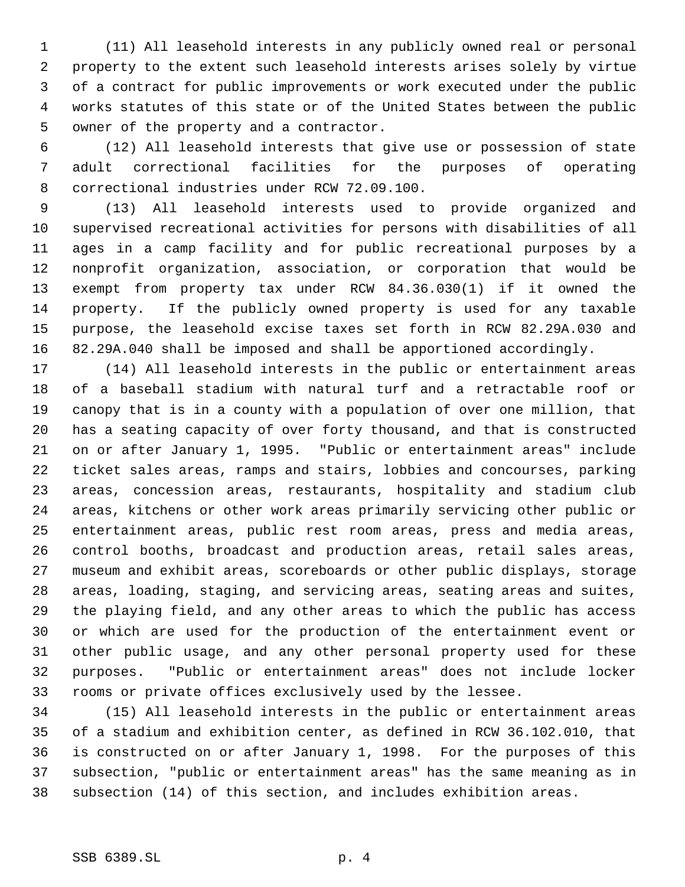(11) All leasehold interests in any publicly owned real or personal property to the extent such leasehold interests arises solely by virtue of a contract for public improvements or work executed under the public works statutes of this state or of the United States between the public owner of the property and a contractor.

(12) All leasehold interests that give use or possession of state adult correctional facilities for the purposes of operating correctional industries under RCW 72.09.100.

(13) All leasehold interests used to provide organized and supervised recreational activities for persons with disabilities of all ages in a camp facility and for public recreational purposes by a nonprofit organization, association, or corporation that would be exempt from property tax under RCW 84.36.030(1) if it owned the property. If the publicly owned property is used for any taxable purpose, the leasehold excise taxes set forth in RCW 82.29A.030 and 82.29A.040 shall be imposed and shall be apportioned accordingly.

(14) All leasehold interests in the public or entertainment areas of a baseball stadium with natural turf and a retractable roof or canopy that is in a county with a population of over one million, that has a seating capacity of over forty thousand, and that is constructed on or after January 1, 1995. "Public or entertainment areas" include ticket sales areas, ramps and stairs, lobbies and concourses, parking areas, concession areas, restaurants, hospitality and stadium club areas, kitchens or other work areas primarily servicing other public or entertainment areas, public rest room areas, press and media areas, control booths, broadcast and production areas, retail sales areas, museum and exhibit areas, scoreboards or other public displays, storage areas, loading, staging, and servicing areas, seating areas and suites, the playing field, and any other areas to which the public has access or which are used for the production of the entertainment event or other public usage, and any other personal property used for these purposes. "Public or entertainment areas" does not include locker rooms or private offices exclusively used by the lessee.

(15) All leasehold interests in the public or entertainment areas of a stadium and exhibition center, as defined in RCW 36.102.010, that is constructed on or after January 1, 1998. For the purposes of this subsection, "public or entertainment areas" has the same meaning as in subsection (14) of this section, and includes exhibition areas.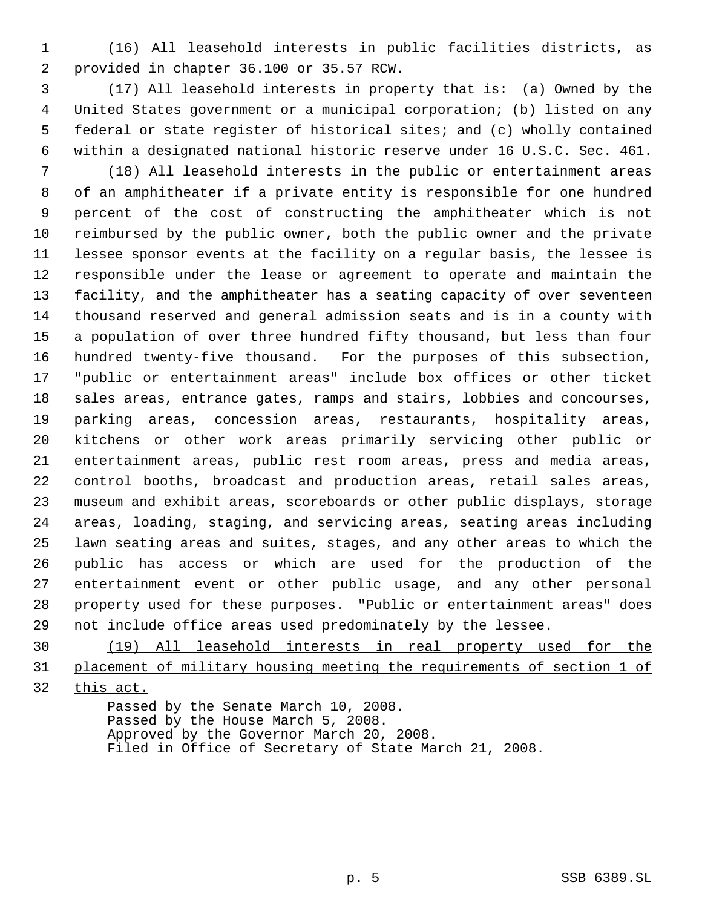(16) All leasehold interests in public facilities districts, as provided in chapter 36.100 or 35.57 RCW.

(17) All leasehold interests in property that is: (a) Owned by the United States government or a municipal corporation; (b) listed on any federal or state register of historical sites; and (c) wholly contained within a designated national historic reserve under 16 U.S.C. Sec. 461.

(18) All leasehold interests in the public or entertainment areas of an amphitheater if a private entity is responsible for one hundred percent of the cost of constructing the amphitheater which is not reimbursed by the public owner, both the public owner and the private lessee sponsor events at the facility on a regular basis, the lessee is responsible under the lease or agreement to operate and maintain the facility, and the amphitheater has a seating capacity of over seventeen thousand reserved and general admission seats and is in a county with a population of over three hundred fifty thousand, but less than four hundred twenty-five thousand. For the purposes of this subsection, "public or entertainment areas" include box offices or other ticket sales areas, entrance gates, ramps and stairs, lobbies and concourses, parking areas, concession areas, restaurants, hospitality areas, kitchens or other work areas primarily servicing other public or entertainment areas, public rest room areas, press and media areas, control booths, broadcast and production areas, retail sales areas, museum and exhibit areas, scoreboards or other public displays, storage areas, loading, staging, and servicing areas, seating areas including lawn seating areas and suites, stages, and any other areas to which the public has access or which are used for the production of the entertainment event or other public usage, and any other personal property used for these purposes. "Public or entertainment areas" does not include office areas used predominately by the lessee.

<u>(19) All leasehold interests in real property used for the placement of military housing meeting the requirements of section 1 of this act.</u>

Passed by the Senate March 10, 2008.
Passed by the House March 5, 2008.
Approved by the Governor March 20, 2008.
Filed in Office of Secretary of State March 21, 2008.